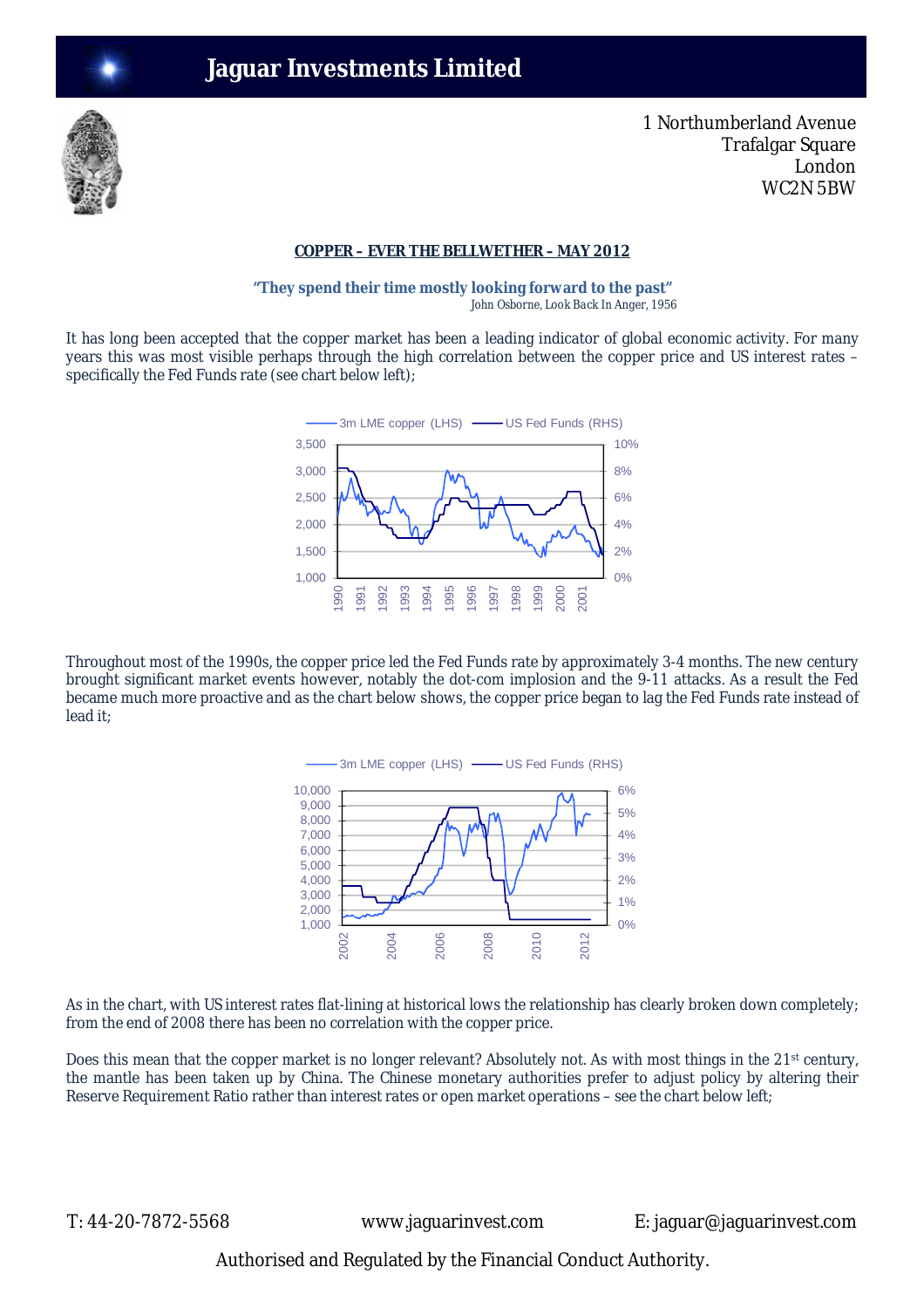# Jaguar Investments Limited

1 Northumberland Avenue
Trafalgar Square
London
WC2N 5BW

## COPPER – EVER THE BELLWETHER – MAY 2012

**"They spend their time mostly looking forward to the past"**
*John Osborne, Look Back In Anger, 1956*

It has long been accepted that the copper market has been a leading indicator of global economic activity. For many years this was most visible perhaps through the high correlation between the copper price and US interest rates – specifically the Fed Funds rate (see chart below left);

Throughout most of the 1990s, the copper price led the Fed Funds rate by approximately 3-4 months. The new century brought significant market events however, notably the dot-com implosion and the 9-11 attacks. As a result the Fed became much more proactive and as the chart below shows, the copper price began to lag the Fed Funds rate instead of lead it;

As in the chart, with US interest rates flat-lining at historical lows the relationship has clearly broken down completely; from the end of 2008 there has been no correlation with the copper price.

Does this mean that the copper market is no longer relevant? Absolutely not. As with most things in the 21st century, the mantle has been taken up by China. The Chinese monetary authorities prefer to adjust policy by altering their Reserve Requirement Ratio rather than interest rates or open market operations – see the chart below left;

T: 44-20-7872-5568 www.jaguarinvest.com E: jaguar@jaguarinvest.com

Authorised and Regulated by the Financial Conduct Authority.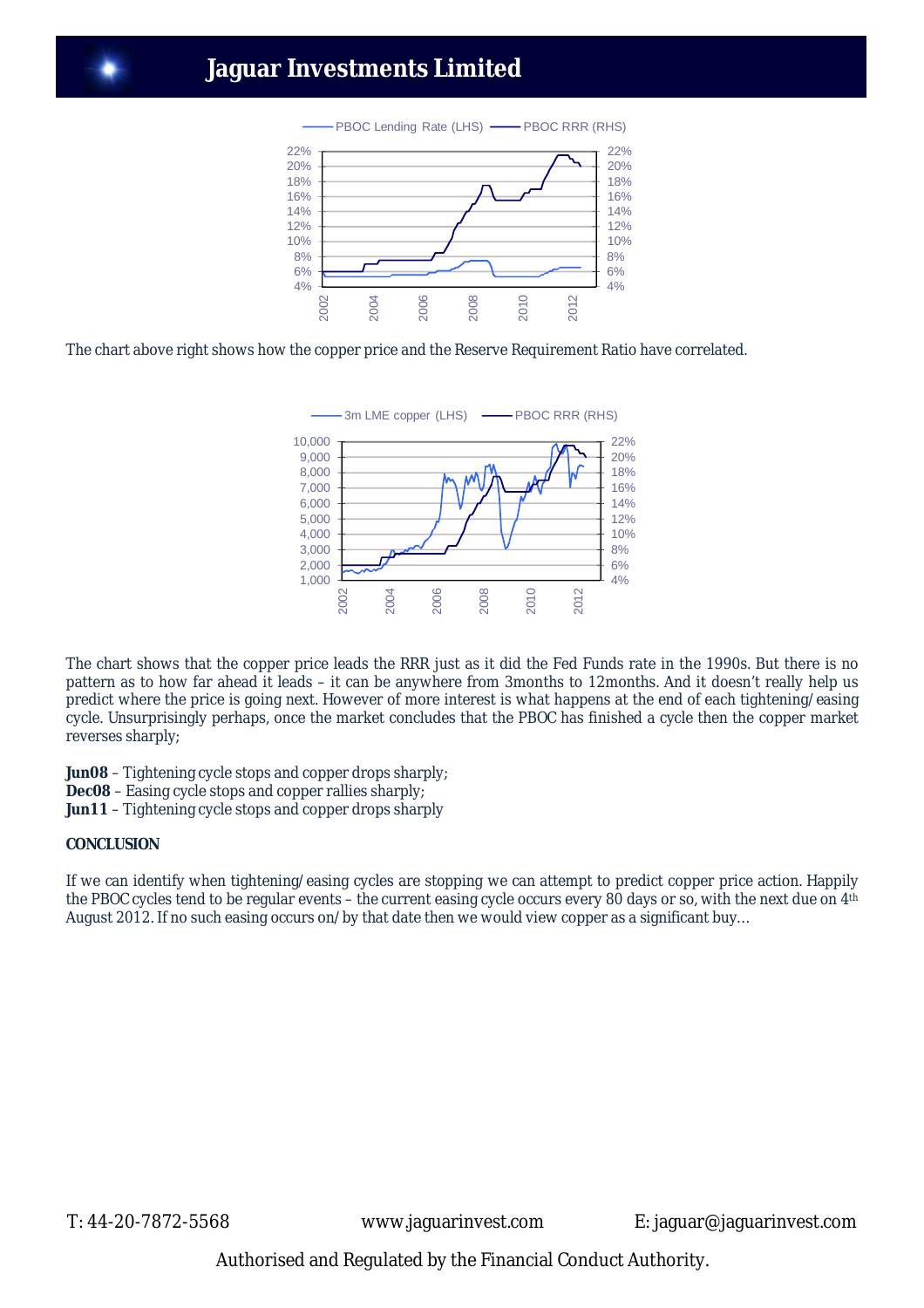PBOC Lending Rate (LHS)
PBOC RRR (RHS)

22%
20%
18%
16%
14%
12%
10%
8%
6%
4%

2002
2004
2006
2008
2010
2012

The chart above right shows how the copper price and the Reserve Requirement Ratio have correlated.

3m LME copper (LHS)
PBOC RRR (RHS)

10,000
9,000
8,000
7,000
6,000
5,000
4,000
3,000
2,000
1,000

22%
20%
18%
16%
14%
12%
10%
8%
6%
4%

2002
2004
2006
2008
2010
2012

The chart shows that the copper price leads the RRR just as it did the Fed Funds rate in the 1990s. But there is no pattern as to how far ahead it leads – it can be anywhere from 3months to 12months. And it doesn't really help us predict where the price is going next. However of more interest is what happens at the end of each tightening/easing cycle. Unsurprisingly perhaps, once the market concludes that the PBOC has finished a cycle then the copper market reverses sharply;

**Jun08** – Tightening cycle stops and copper drops sharply;
**Dec08** – Easing cycle stops and copper rallies sharply;
**Jun11** – Tightening cycle stops and copper drops sharply

**CONCLUSION**

If we can identify when tightening/easing cycles are stopping we can attempt to predict copper price action. Happily the PBOC cycles tend to be regular events – the current easing cycle occurs every 80 days or so, with the next due on 4th August 2012. If no such easing occurs on/by that date then we would view copper as a significant buy…